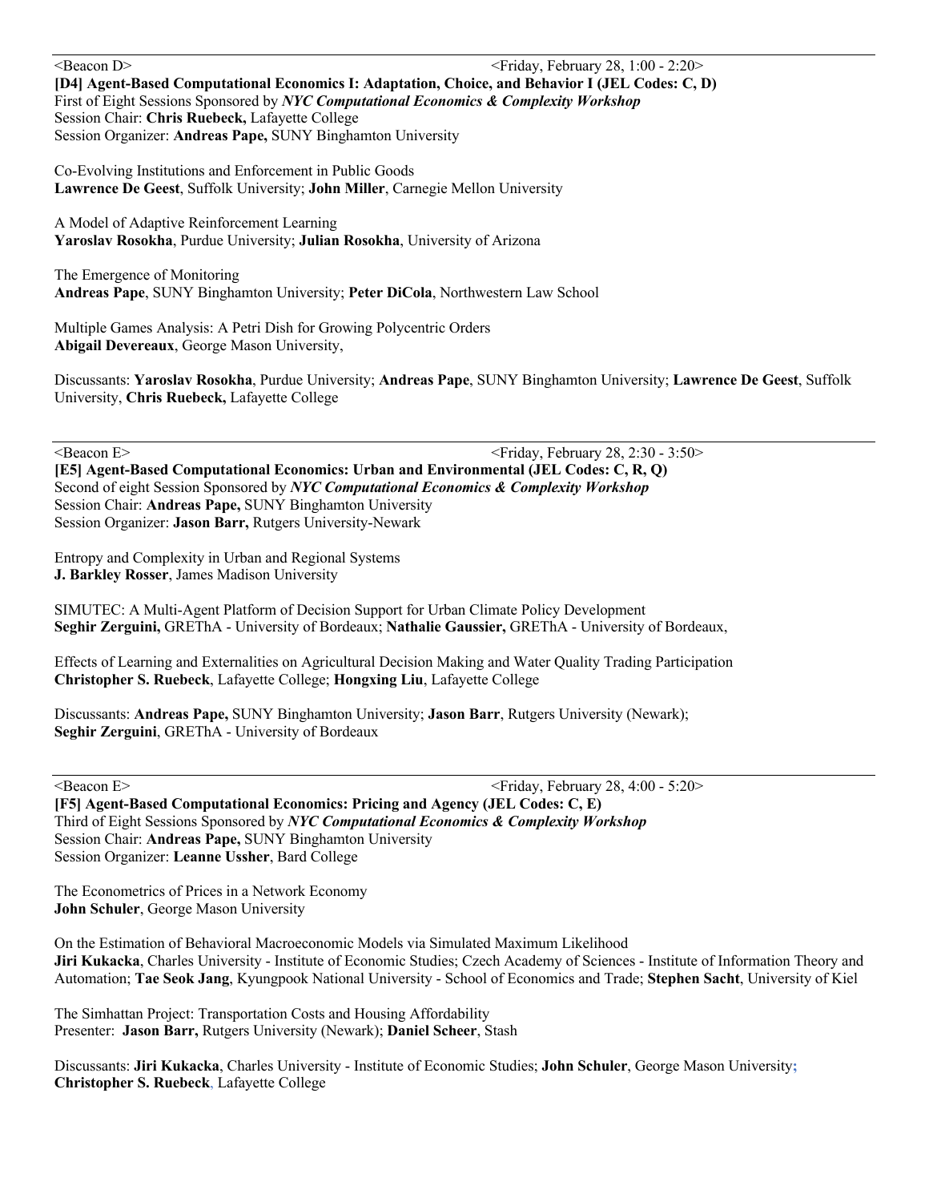---

<Beacon D> <Friday, February 28, 1:00 - 2:20>

**[D4] Agent-Based Computational Economics I: Adaptation, Choice, and Behavior I (JEL Codes: C, D)**
First of Eight Sessions Sponsored by ***NYC Computational Economics & Complexity Workshop***
Session Chair: **Chris Ruebeck,** Lafayette College
Session Organizer: **Andreas Pape,** SUNY Binghamton University

Co-Evolving Institutions and Enforcement in Public Goods
**Lawrence De Geest**, Suffolk University; **John Miller**, Carnegie Mellon University

A Model of Adaptive Reinforcement Learning
**Yaroslav Rosokha**, Purdue University; **Julian Rosokha**, University of Arizona

The Emergence of Monitoring
**Andreas Pape**, SUNY Binghamton University; **Peter DiCola**, Northwestern Law School

Multiple Games Analysis: A Petri Dish for Growing Polycentric Orders
**Abigail Devereaux**, George Mason University,

Discussants: **Yaroslav Rosokha**, Purdue University; **Andreas Pape**, SUNY Binghamton University; **Lawrence De Geest**, Suffolk University, **Chris Ruebeck,** Lafayette College

---

<Beacon E> <Friday, February 28, 2:30 - 3:50>

**[E5] Agent-Based Computational Economics: Urban and Environmental (JEL Codes: C, R, Q)**
Second of eight Session Sponsored by ***NYC Computational Economics & Complexity Workshop***
Session Chair: **Andreas Pape,** SUNY Binghamton University
Session Organizer: **Jason Barr,** Rutgers University-Newark

Entropy and Complexity in Urban and Regional Systems
**J. Barkley Rosser**, James Madison University

SIMUTEC: A Multi-Agent Platform of Decision Support for Urban Climate Policy Development
**Seghir Zerguini,** GREThA - University of Bordeaux; **Nathalie Gaussier,** GREThA - University of Bordeaux,

Effects of Learning and Externalities on Agricultural Decision Making and Water Quality Trading Participation
**Christopher S. Ruebeck**, Lafayette College; **Hongxing Liu**, Lafayette College

Discussants: **Andreas Pape,** SUNY Binghamton University; **Jason Barr**, Rutgers University (Newark);
**Seghir Zerguini**, GREThA - University of Bordeaux

---

<Beacon E> <Friday, February 28, 4:00 - 5:20>

**[F5] Agent-Based Computational Economics: Pricing and Agency (JEL Codes: C, E)**
Third of Eight Sessions Sponsored by ***NYC Computational Economics & Complexity Workshop***
Session Chair: **Andreas Pape,** SUNY Binghamton University
Session Organizer: **Leanne Ussher**, Bard College

The Econometrics of Prices in a Network Economy
**John Schuler**, George Mason University

On the Estimation of Behavioral Macroeconomic Models via Simulated Maximum Likelihood
**Jiri Kukacka**, Charles University - Institute of Economic Studies; Czech Academy of Sciences - Institute of Information Theory and Automation; **Tae Seok Jang**, Kyungpook National University - School of Economics and Trade; **Stephen Sacht**, University of Kiel

The Simhattan Project: Transportation Costs and Housing Affordability
Presenter: **Jason Barr,** Rutgers University (Newark); **Daniel Scheer**, Stash

Discussants: **Jiri Kukacka**, Charles University - Institute of Economic Studies; **John Schuler**, George Mason University;
**Christopher S. Ruebeck**, Lafayette College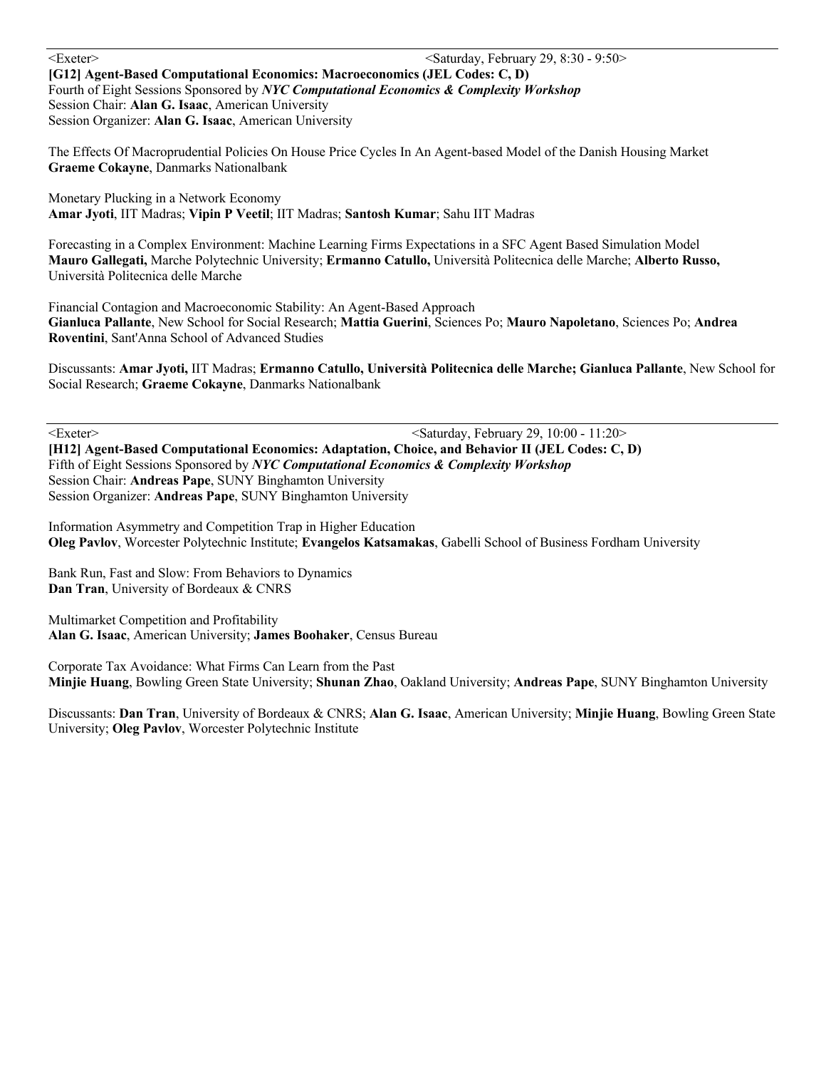<Exeter> <Saturday, February 29, 8:30 - 9:50>

**[G12] Agent-Based Computational Economics: Macroeconomics (JEL Codes: C, D)**
Fourth of Eight Sessions Sponsored by ***NYC Computational Economics & Complexity Workshop***
Session Chair: **Alan G. Isaac**, American University
Session Organizer: **Alan G. Isaac**, American University

The Effects Of Macroprudential Policies On House Price Cycles In An Agent-based Model of the Danish Housing Market
**Graeme Cokayne**, Danmarks Nationalbank

Monetary Plucking in a Network Economy
**Amar Jyoti**, IIT Madras; **Vipin P Veetil**; IIT Madras; **Santosh Kumar**; Sahu IIT Madras

Forecasting in a Complex Environment: Machine Learning Firms Expectations in a SFC Agent Based Simulation Model
**Mauro Gallegati,** Marche Polytechnic University; **Ermanno Catullo,** Università Politecnica delle Marche; **Alberto Russo,** Università Politecnica delle Marche

Financial Contagion and Macroeconomic Stability: An Agent-Based Approach
**Gianluca Pallante**, New School for Social Research; **Mattia Guerini**, Sciences Po; **Mauro Napoletano**, Sciences Po; **Andrea Roventini**, Sant'Anna School of Advanced Studies

Discussants: **Amar Jyoti,** IIT Madras; **Ermanno Catullo, Università Politecnica delle Marche; Gianluca Pallante**, New School for Social Research; **Graeme Cokayne**, Danmarks Nationalbank

---

<Exeter> <Saturday, February 29, 10:00 - 11:20>

**[H12] Agent-Based Computational Economics: Adaptation, Choice, and Behavior II (JEL Codes: C, D)**
Fifth of Eight Sessions Sponsored by ***NYC Computational Economics & Complexity Workshop***
Session Chair: **Andreas Pape**, SUNY Binghamton University
Session Organizer: **Andreas Pape**, SUNY Binghamton University

Information Asymmetry and Competition Trap in Higher Education
**Oleg Pavlov**, Worcester Polytechnic Institute; **Evangelos Katsamakas**, Gabelli School of Business Fordham University

Bank Run, Fast and Slow: From Behaviors to Dynamics
**Dan Tran**, University of Bordeaux & CNRS

Multimarket Competition and Profitability
**Alan G. Isaac**, American University; **James Boohaker**, Census Bureau

Corporate Tax Avoidance: What Firms Can Learn from the Past
**Minjie Huang**, Bowling Green State University; **Shunan Zhao**, Oakland University; **Andreas Pape**, SUNY Binghamton University

Discussants: **Dan Tran**, University of Bordeaux & CNRS; **Alan G. Isaac**, American University; **Minjie Huang**, Bowling Green State University; **Oleg Pavlov**, Worcester Polytechnic Institute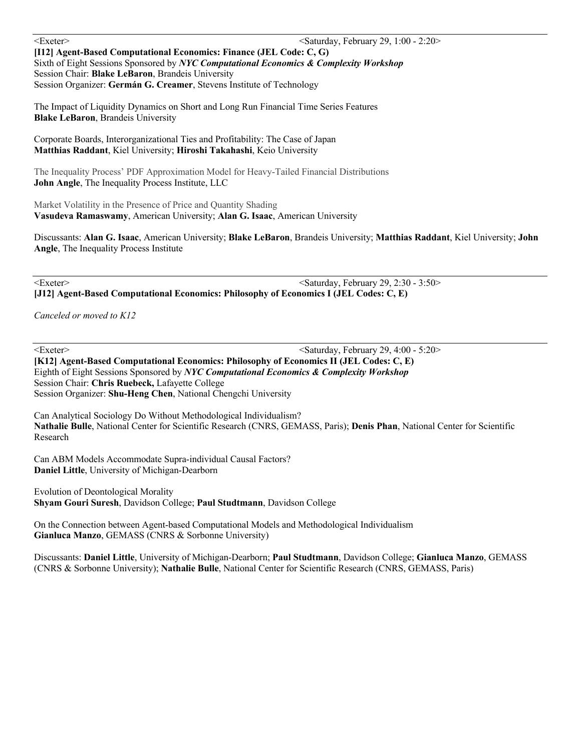<Exeter> <Saturday, February 29, 1:00 - 2:20>

**[I12] Agent-Based Computational Economics: Finance (JEL Code: C, G)**
Sixth of Eight Sessions Sponsored by ***NYC Computational Economics & Complexity Workshop***
Session Chair: **Blake LeBaron**, Brandeis University
Session Organizer: **Germán G. Creamer**, Stevens Institute of Technology

The Impact of Liquidity Dynamics on Short and Long Run Financial Time Series Features
**Blake LeBaron**, Brandeis University

Corporate Boards, Interorganizational Ties and Profitability: The Case of Japan
**Matthias Raddant**, Kiel University; **Hiroshi Takahashi**, Keio University

The Inequality Process' PDF Approximation Model for Heavy-Tailed Financial Distributions
**John Angle**, The Inequality Process Institute, LLC

Market Volatility in the Presence of Price and Quantity Shading
**Vasudeva Ramaswamy**, American University; **Alan G. Isaac**, American University

Discussants: **Alan G. Isaac**, American University; **Blake LeBaron**, Brandeis University; **Matthias Raddant**, Kiel University; **John Angle**, The Inequality Process Institute

---

<Exeter> <Saturday, February 29, 2:30 - 3:50>

**[J12] Agent-Based Computational Economics: Philosophy of Economics I (JEL Codes: C, E)**

*Canceled or moved to K12*

---

<Exeter> <Saturday, February 29, 4:00 - 5:20>

**[K12] Agent-Based Computational Economics: Philosophy of Economics II (JEL Codes: C, E)**
Eighth of Eight Sessions Sponsored by ***NYC Computational Economics & Complexity Workshop***
Session Chair: **Chris Ruebeck,** Lafayette College
Session Organizer: **Shu-Heng Chen**, National Chengchi University

Can Analytical Sociology Do Without Methodological Individualism?
**Nathalie Bulle**, National Center for Scientific Research (CNRS, GEMASS, Paris); **Denis Phan**, National Center for Scientific Research

Can ABM Models Accommodate Supra-individual Causal Factors?
**Daniel Little**, University of Michigan-Dearborn

Evolution of Deontological Morality
**Shyam Gouri Suresh**, Davidson College; **Paul Studtmann**, Davidson College

On the Connection between Agent-based Computational Models and Methodological Individualism
**Gianluca Manzo**, GEMASS (CNRS & Sorbonne University)

Discussants: **Daniel Little**, University of Michigan-Dearborn; **Paul Studtmann**, Davidson College; **Gianluca Manzo**, GEMASS (CNRS & Sorbonne University); **Nathalie Bulle**, National Center for Scientific Research (CNRS, GEMASS, Paris)